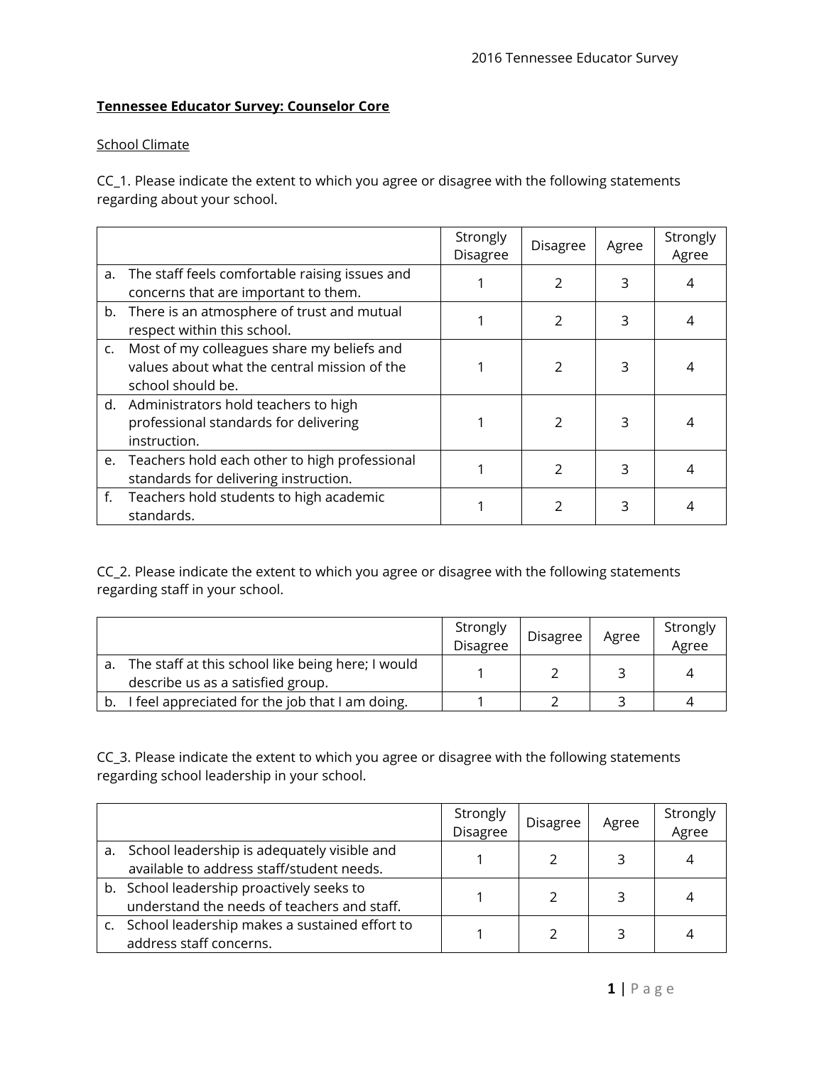## **Tennessee Educator Survey: Counselor Core**

### School Climate

CC_1. Please indicate the extent to which you agree or disagree with the following statements regarding about your school.

| | Strongly Disagree | Disagree | Agree | Strongly Agree |
|---|---|---|---|---|
| a. The staff feels comfortable raising issues and concerns that are important to them. | 1 | 2 | 3 | 4 |
| b. There is an atmosphere of trust and mutual respect within this school. | 1 | 2 | 3 | 4 |
| c. Most of my colleagues share my beliefs and values about what the central mission of the school should be. | 1 | 2 | 3 | 4 |
| d. Administrators hold teachers to high professional standards for delivering instruction. | 1 | 2 | 3 | 4 |
| e. Teachers hold each other to high professional standards for delivering instruction. | 1 | 2 | 3 | 4 |
| f. Teachers hold students to high academic standards. | 1 | 2 | 3 | 4 |

CC_2. Please indicate the extent to which you agree or disagree with the following statements regarding staff in your school.

| | Strongly Disagree | Disagree | Agree | Strongly Agree |
|---|---|---|---|---|
| a. The staff at this school like being here; I would describe us as a satisfied group. | 1 | 2 | 3 | 4 |
| b. I feel appreciated for the job that I am doing. | 1 | 2 | 3 | 4 |

CC_3. Please indicate the extent to which you agree or disagree with the following statements regarding school leadership in your school.

| | Strongly Disagree | Disagree | Agree | Strongly Agree |
|---|---|---|---|---|
| a. School leadership is adequately visible and available to address staff/student needs. | 1 | 2 | 3 | 4 |
| b. School leadership proactively seeks to understand the needs of teachers and staff. | 1 | 2 | 3 | 4 |
| c. School leadership makes a sustained effort to address staff concerns. | 1 | 2 | 3 | 4 |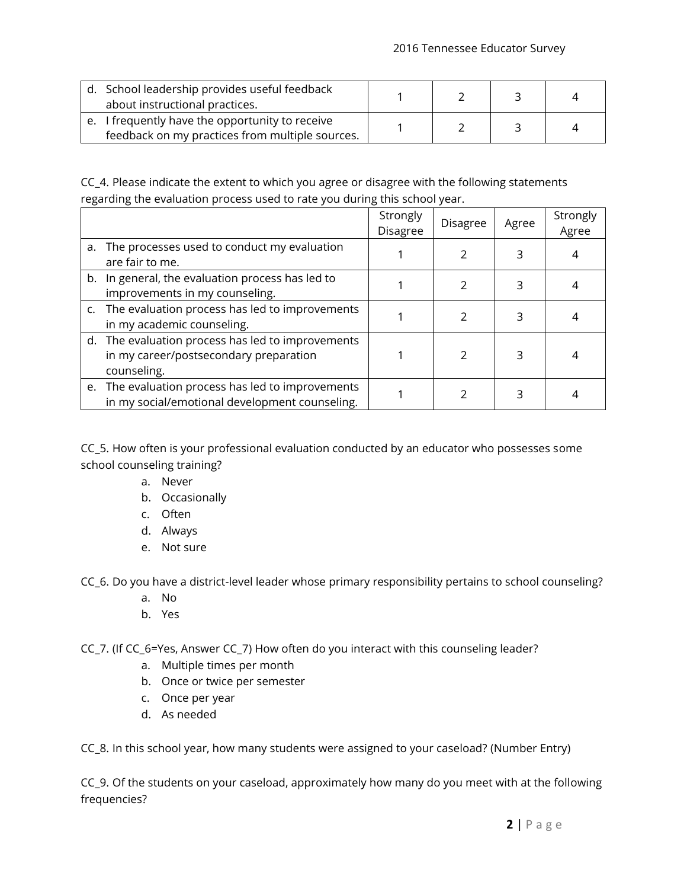| | | | | |
|---|---|---|---|---|
| d. School leadership provides useful feedback about instructional practices. | 1 | 2 | 3 | 4 |
| e. I frequently have the opportunity to receive feedback on my practices from multiple sources. | 1 | 2 | 3 | 4 |

CC_4. Please indicate the extent to which you agree or disagree with the following statements regarding the evaluation process used to rate you during this school year.

| | Strongly Disagree | Disagree | Agree | Strongly Agree |
|---|---|---|---|---|
| a. The processes used to conduct my evaluation are fair to me. | 1 | 2 | 3 | 4 |
| b. In general, the evaluation process has led to improvements in my counseling. | 1 | 2 | 3 | 4 |
| c. The evaluation process has led to improvements in my academic counseling. | 1 | 2 | 3 | 4 |
| d. The evaluation process has led to improvements in my career/postsecondary preparation counseling. | 1 | 2 | 3 | 4 |
| e. The evaluation process has led to improvements in my social/emotional development counseling. | 1 | 2 | 3 | 4 |

CC_5. How often is your professional evaluation conducted by an educator who possesses some school counseling training?

a. Never
b. Occasionally
c. Often
d. Always
e. Not sure

CC_6. Do you have a district-level leader whose primary responsibility pertains to school counseling?

a. No
b. Yes

CC_7. (If CC_6=Yes, Answer CC_7) How often do you interact with this counseling leader?

a. Multiple times per month
b. Once or twice per semester
c. Once per year
d. As needed

CC_8. In this school year, how many students were assigned to your caseload? (Number Entry)

CC_9. Of the students on your caseload, approximately how many do you meet with at the following frequencies?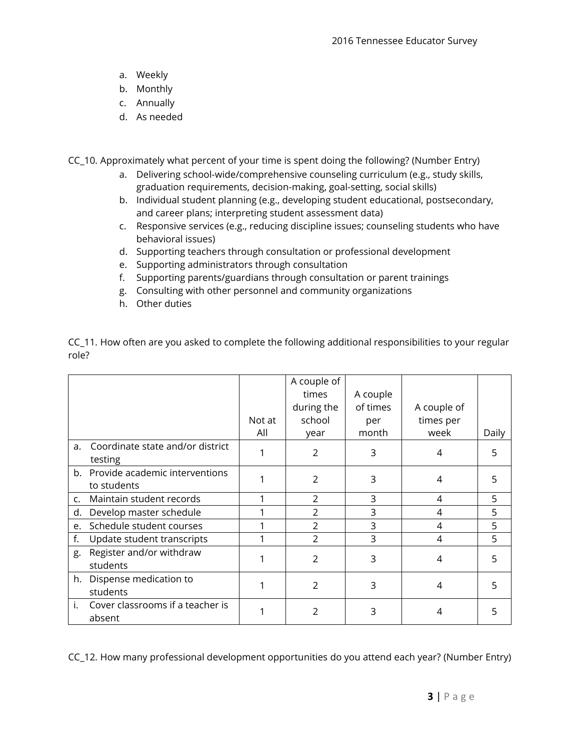a. Weekly
b. Monthly
c. Annually
d. As needed

CC_10. Approximately what percent of your time is spent doing the following? (Number Entry)

a. Delivering school-wide/comprehensive counseling curriculum (e.g., study skills, graduation requirements, decision-making, goal-setting, social skills)
b. Individual student planning (e.g., developing student educational, postsecondary, and career plans; interpreting student assessment data)
c. Responsive services (e.g., reducing discipline issues; counseling students who have behavioral issues)
d. Supporting teachers through consultation or professional development
e. Supporting administrators through consultation
f. Supporting parents/guardians through consultation or parent trainings
g. Consulting with other personnel and community organizations
h. Other duties

CC_11. How often are you asked to complete the following additional responsibilities to your regular role?

| | Not at All | A couple of times during the school year | A couple of times per month | A couple of times per week | Daily |
|---|---|---|---|---|---|
| a. Coordinate state and/or district testing | 1 | 2 | 3 | 4 | 5 |
| b. Provide academic interventions to students | 1 | 2 | 3 | 4 | 5 |
| c. Maintain student records | 1 | 2 | 3 | 4 | 5 |
| d. Develop master schedule | 1 | 2 | 3 | 4 | 5 |
| e. Schedule student courses | 1 | 2 | 3 | 4 | 5 |
| f. Update student transcripts | 1 | 2 | 3 | 4 | 5 |
| g. Register and/or withdraw students | 1 | 2 | 3 | 4 | 5 |
| h. Dispense medication to students | 1 | 2 | 3 | 4 | 5 |
| i. Cover classrooms if a teacher is absent | 1 | 2 | 3 | 4 | 5 |

CC_12. How many professional development opportunities do you attend each year? (Number Entry)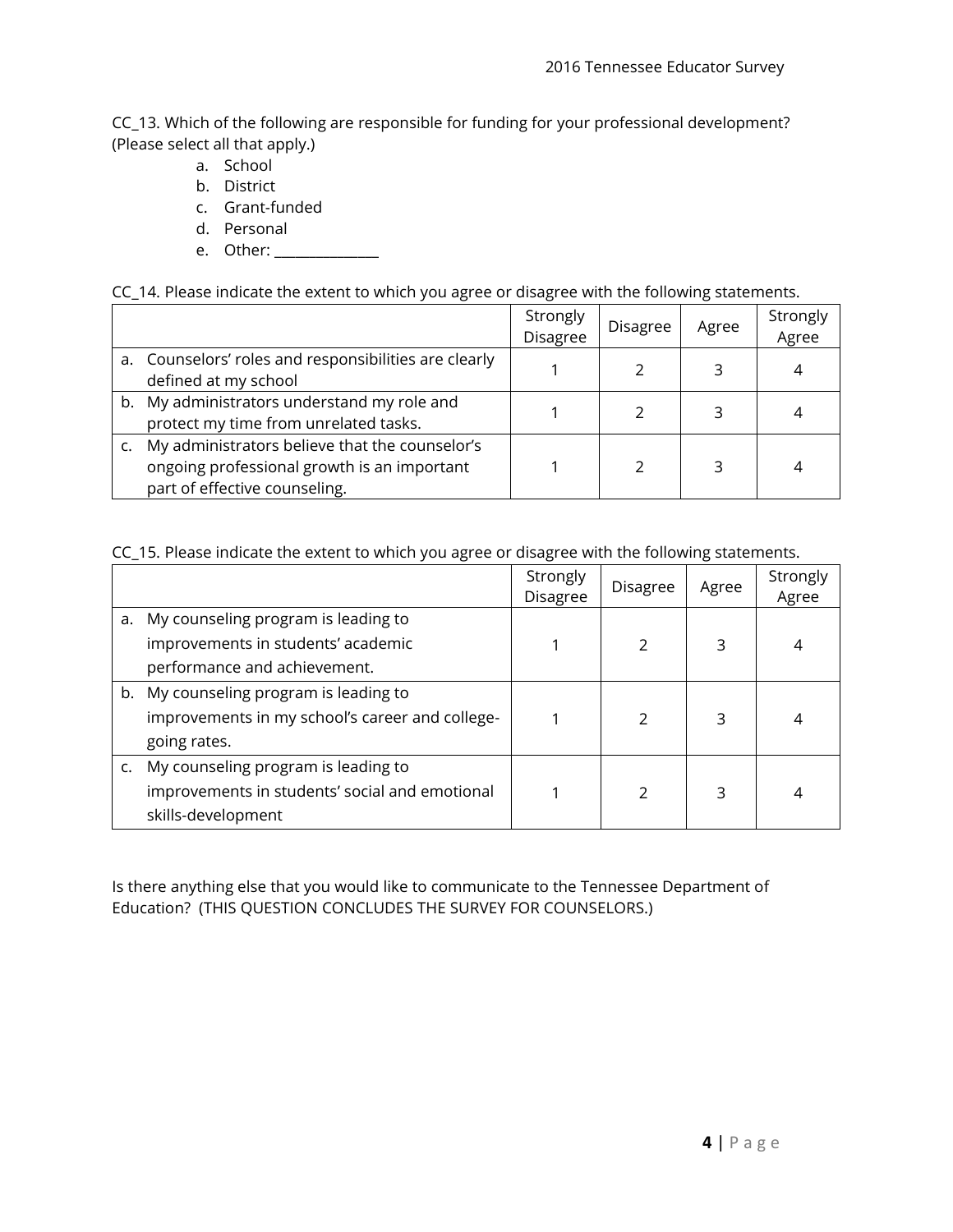CC_13. Which of the following are responsible for funding for your professional development? (Please select all that apply.)

a. School
b. District
c. Grant-funded
d. Personal
e. Other: ______________

CC_14. Please indicate the extent to which you agree or disagree with the following statements.

| | Strongly Disagree | Disagree | Agree | Strongly Agree |
|---|---|---|---|---|
| a. Counselors' roles and responsibilities are clearly defined at my school | 1 | 2 | 3 | 4 |
| b. My administrators understand my role and protect my time from unrelated tasks. | 1 | 2 | 3 | 4 |
| c. My administrators believe that the counselor's ongoing professional growth is an important part of effective counseling. | 1 | 2 | 3 | 4 |

CC_15. Please indicate the extent to which you agree or disagree with the following statements.

| | Strongly Disagree | Disagree | Agree | Strongly Agree |
|---|---|---|---|---|
| a. My counseling program is leading to improvements in students' academic performance and achievement. | 1 | 2 | 3 | 4 |
| b. My counseling program is leading to improvements in my school's career and college-going rates. | 1 | 2 | 3 | 4 |
| c. My counseling program is leading to improvements in students' social and emotional skills-development | 1 | 2 | 3 | 4 |

Is there anything else that you would like to communicate to the Tennessee Department of Education? (THIS QUESTION CONCLUDES THE SURVEY FOR COUNSELORS.)